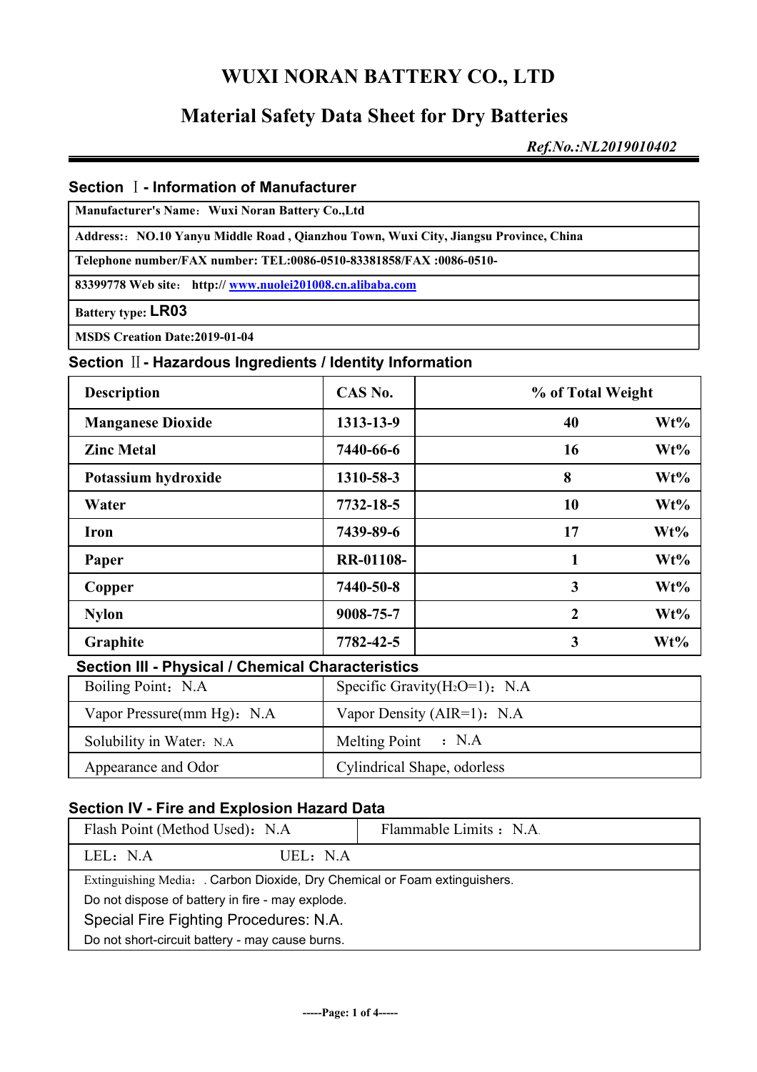# WUXI NORAN BATTERY CO., LTD

## Material Safety Data Sheet for Dry Batteries

*Ref.No.:NL2019010402*

### Section Ⅰ - Information of Manufacturer

| |
|---|
| **Manufacturer's Name：Wuxi Noran Battery Co.,Ltd** |
| **Address:：NO.10 Yanyu Middle Road , Qianzhou Town, Wuxi City, Jiangsu Province, China** |
| **Telephone number/FAX number: TEL:0086-0510-83381858/FAX :0086-0510-** |
| **83399778 Web site：http:// [www.nuolei201008.cn.alibaba.com](http://www.nuolei201008.cn.alibaba.com)** |
| **Battery type: LR03** |
| **MSDS Creation Date:2019-01-04** |

### Section Ⅱ - Hazardous Ingredients / Identity Information

| Description | CAS No. | % of Total Weight | |
|---|---|---|---|
| **Manganese Dioxide** | **1313-13-9** | **40** | **Wt%** |
| **Zinc Metal** | **7440-66-6** | **16** | **Wt%** |
| **Potassium hydroxide** | **1310-58-3** | **8** | **Wt%** |
| **Water** | **7732-18-5** | **10** | **Wt%** |
| **Iron** | **7439-89-6** | **17** | **Wt%** |
| **Paper** | **RR-01108-** | **1** | **Wt%** |
| **Copper** | **7440-50-8** | **3** | **Wt%** |
| **Nylon** | **9008-75-7** | **2** | **Wt%** |
| **Graphite** | **7782-42-5** | **3** | **Wt%** |

### Section III - Physical / Chemical Characteristics

| | |
|---|---|
| Boiling Point：N.A | Specific Gravity($H_2O$=1)：N.A |
| Vapor Pressure(mm Hg)：N.A | Vapor Density (AIR=1)：N.A |
| Solubility in Water：N.A | Melting Point ：N.A |
| Appearance and Odor | Cylindrical Shape, odorless |

### Section IV - Fire and Explosion Hazard Data

| | |
|---|---|
| Flash Point (Method Used)：N.A | Flammable Limits：N.A. |
| LEL：N.A UEL：N.A | |

Extinguishing Media：. Carbon Dioxide, Dry Chemical or Foam extinguishers.

Do not dispose of battery in fire - may explode.

Special Fire Fighting Procedures: N.A.

Do not short-circuit battery - may cause burns.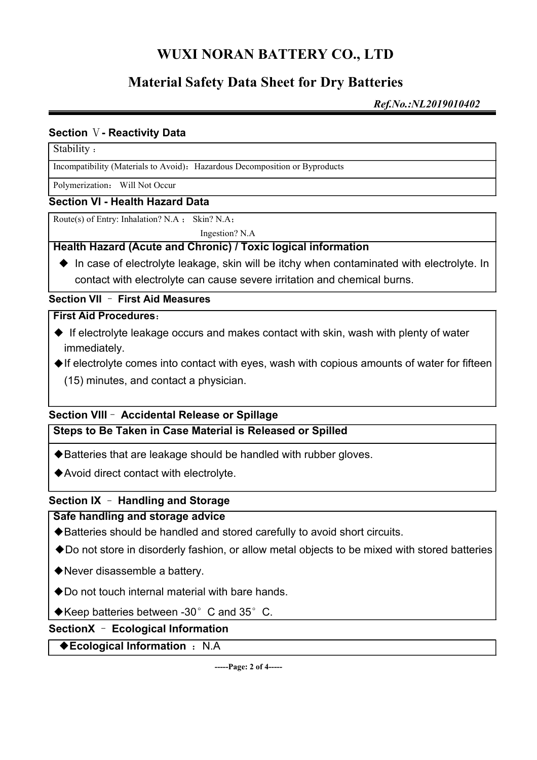# WUXI NORAN BATTERY CO., LTD

## Material Safety Data Sheet for Dry Batteries

*Ref.No.:NL2019010402*

### Section Ⅴ- Reactivity Data

Stability：

Incompatibility (Materials to Avoid)：Hazardous Decomposition or Byproducts

Polymerization： Will Not Occur

### Section VI - Health Hazard Data

Route(s) of Entry: Inhalation? N.A ； Skin? N.A；

Ingestion? N.A

**Health Hazard (Acute and Chronic) / Toxic logical information**

- ◆ In case of electrolyte leakage, skin will be itchy when contaminated with electrolyte. In contact with electrolyte can cause severe irritation and chemical burns.

### Section VII – First Aid Measures

**First Aid Procedures**：

- ◆ If electrolyte leakage occurs and makes contact with skin, wash with plenty of water immediately.
- ◆If electrolyte comes into contact with eyes, wash with copious amounts of water for fifteen (15) minutes, and contact a physician.

### Section VIII– Accidental Release or Spillage

**Steps to Be Taken in Case Material is Released or Spilled**

- ◆Batteries that are leakage should be handled with rubber gloves.
- ◆Avoid direct contact with electrolyte.

### Section IX – Handling and Storage

**Safe handling and storage advice**

- ◆Batteries should be handled and stored carefully to avoid short circuits.
- ◆Do not store in disorderly fashion, or allow metal objects to be mixed with stored batteries
- ◆Never disassemble a battery.
- ◆Do not touch internal material with bare hands.
- ◆Keep batteries between -30° C and 35° C.

### SectionX – Ecological Information

◆**Ecological Information** ：N.A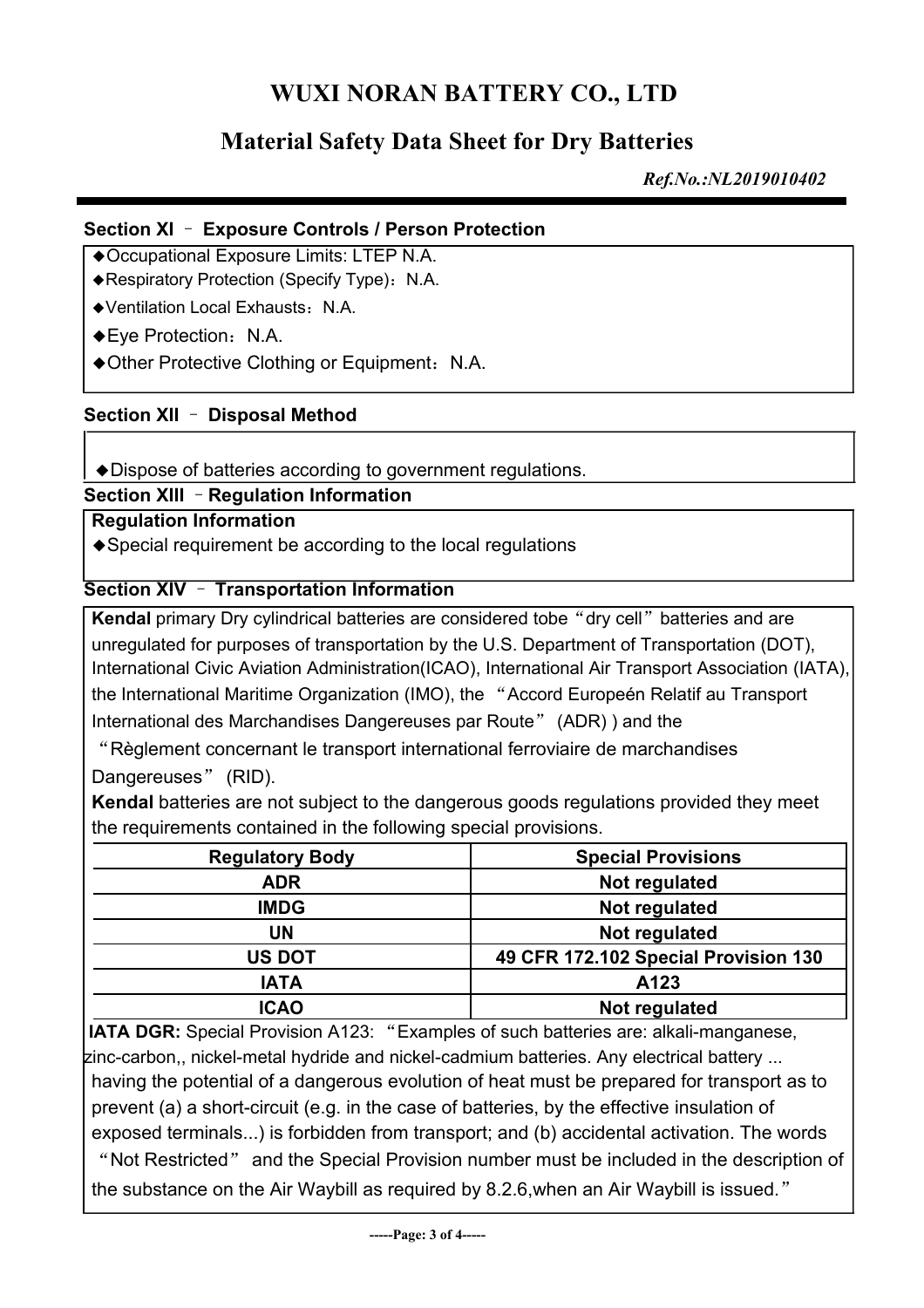**Section XI – Exposure Controls / Person Protection**

- ◆Occupational Exposure Limits: LTEP N.A.
- ◆Respiratory Protection (Specify Type)：N.A.
- ◆Ventilation Local Exhausts：N.A.
- ◆Eye Protection：N.A.
- ◆Other Protective Clothing or Equipment：N.A.

**Section XII – Disposal Method**

- ◆Dispose of batteries according to government regulations.

**Section XIII – Regulation Information**

**Regulation Information**

- ◆Special requirement be according to the local regulations

**Section XIV – Transportation Information**

**Kendal** primary Dry cylindrical batteries are considered tobe "dry cell" batteries and are unregulated for purposes of transportation by the U.S. Department of Transportation (DOT), International Civic Aviation Administration(ICAO), International Air Transport Association (IATA), the International Maritime Organization (IMO), the "Accord Europeén Relatif au Transport International des Marchandises Dangereuses par Route" (ADR) ) and the "Règlement concernant le transport international ferroviaire de marchandises Dangereuses" (RID).

**Kendal** batteries are not subject to the dangerous goods regulations provided they meet the requirements contained in the following special provisions.

| Regulatory Body | Special Provisions |
| --- | --- |
| ADR | Not regulated |
| IMDG | Not regulated |
| UN | Not regulated |
| US DOT | 49 CFR 172.102 Special Provision 130 |
| IATA | A123 |
| ICAO | Not regulated |

**IATA DGR:** Special Provision A123: "Examples of such batteries are: alkali-manganese, zinc-carbon,, nickel-metal hydride and nickel-cadmium batteries. Any electrical battery ... having the potential of a dangerous evolution of heat must be prepared for transport as to prevent (a) a short-circuit (e.g. in the case of batteries, by the effective insulation of exposed terminals...) is forbidden from transport; and (b) accidental activation. The words "Not Restricted" and the Special Provision number must be included in the description of the substance on the Air Waybill as required by 8.2.6,when an Air Waybill is issued."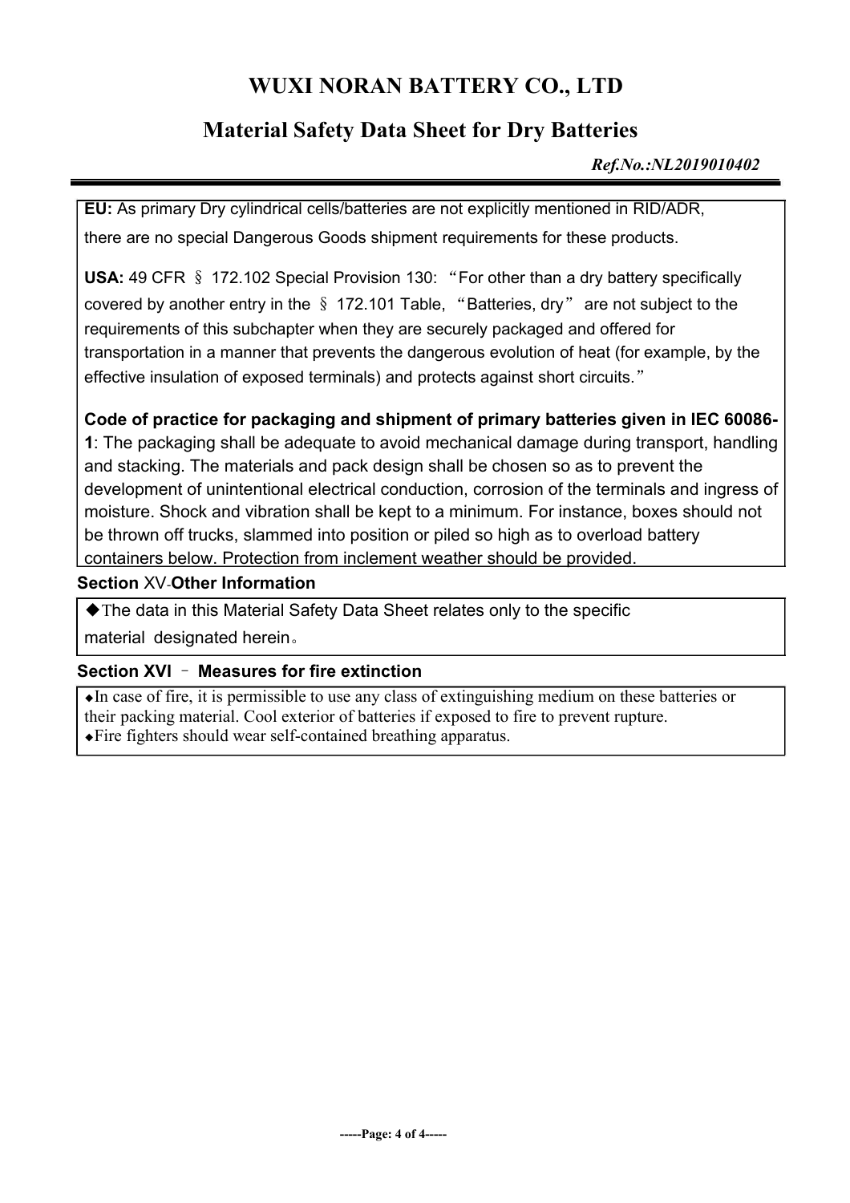**EU:** As primary Dry cylindrical cells/batteries are not explicitly mentioned in RID/ADR, there are no special Dangerous Goods shipment requirements for these products.

**USA:** 49 CFR § 172.102 Special Provision 130: "For other than a dry battery specifically covered by another entry in the § 172.101 Table, "Batteries, dry" are not subject to the requirements of this subchapter when they are securely packaged and offered for transportation in a manner that prevents the dangerous evolution of heat (for example, by the effective insulation of exposed terminals) and protects against short circuits."

**Code of practice for packaging and shipment of primary batteries given in IEC 60086-1**: The packaging shall be adequate to avoid mechanical damage during transport, handling and stacking. The materials and pack design shall be chosen so as to prevent the development of unintentional electrical conduction, corrosion of the terminals and ingress of moisture. Shock and vibration shall be kept to a minimum. For instance, boxes should not be thrown off trucks, slammed into position or piled so high as to overload battery containers below. Protection from inclement weather should be provided.

### Section XV-Other Information

◆The data in this Material Safety Data Sheet relates only to the specific material designated herein。

### Section XVI – Measures for fire extinction

- In case of fire, it is permissible to use any class of extinguishing medium on these batteries or their packing material. Cool exterior of batteries if exposed to fire to prevent rupture.
- Fire fighters should wear self-contained breathing apparatus.